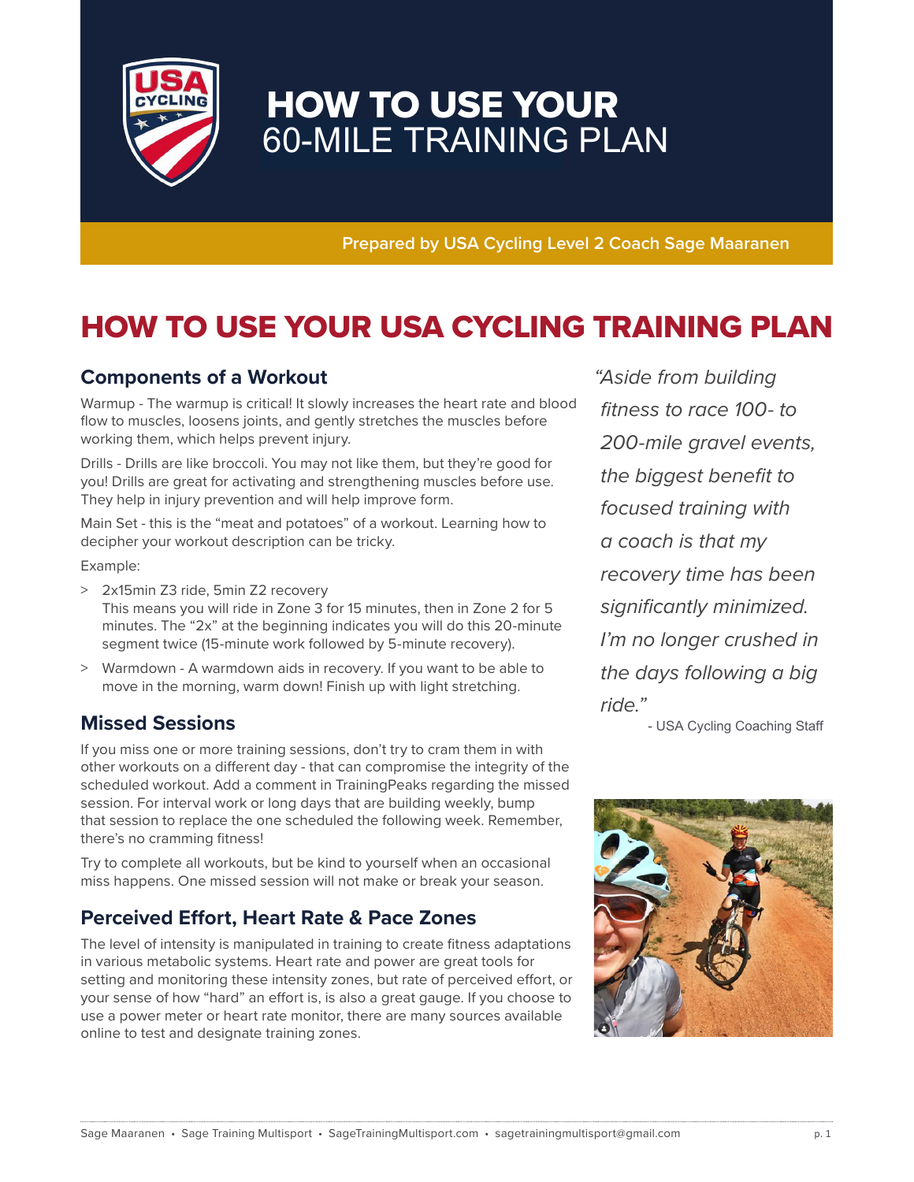# HOW TO USE YOUR 60-MILE TRAINING PLAN

**Prepared by USA Cycling Level 2 Coach Sage Maaranen**

## HOW TO USE YOUR USA CYCLING TRAINING PLAN

### Components of a Workout

Warmup - The warmup is critical! It slowly increases the heart rate and blood flow to muscles, loosens joints, and gently stretches the muscles before working them, which helps prevent injury.

Drills - Drills are like broccoli. You may not like them, but they're good for you! Drills are great for activating and strengthening muscles before use. They help in injury prevention and will help improve form.

Main Set - this is the "meat and potatoes" of a workout. Learning how to decipher your workout description can be tricky.

Example:

> 2x15min Z3 ride, 5min Z2 recovery
  This means you will ride in Zone 3 for 15 minutes, then in Zone 2 for 5 minutes. The "2x" at the beginning indicates you will do this 20-minute segment twice (15-minute work followed by 5-minute recovery).

> Warmdown - A warmdown aids in recovery. If you want to be able to move in the morning, warm down! Finish up with light stretching.

### Missed Sessions

If you miss one or more training sessions, don't try to cram them in with other workouts on a different day - that can compromise the integrity of the scheduled workout. Add a comment in TrainingPeaks regarding the missed session. For interval work or long days that are building weekly, bump that session to replace the one scheduled the following week. Remember, there's no cramming fitness!

Try to complete all workouts, but be kind to yourself when an occasional miss happens. One missed session will not make or break your season.

### Perceived Effort, Heart Rate & Pace Zones

The level of intensity is manipulated in training to create fitness adaptations in various metabolic systems. Heart rate and power are great tools for setting and monitoring these intensity zones, but rate of perceived effort, or your sense of how "hard" an effort is, is also a great gauge. If you choose to use a power meter or heart rate monitor, there are many sources available online to test and designate training zones.

*"Aside from building fitness to race 100- to 200-mile gravel events, the biggest benefit to focused training with a coach is that my recovery time has been significantly minimized. I'm no longer crushed in the days following a big ride."*

- USA Cycling Coaching Staff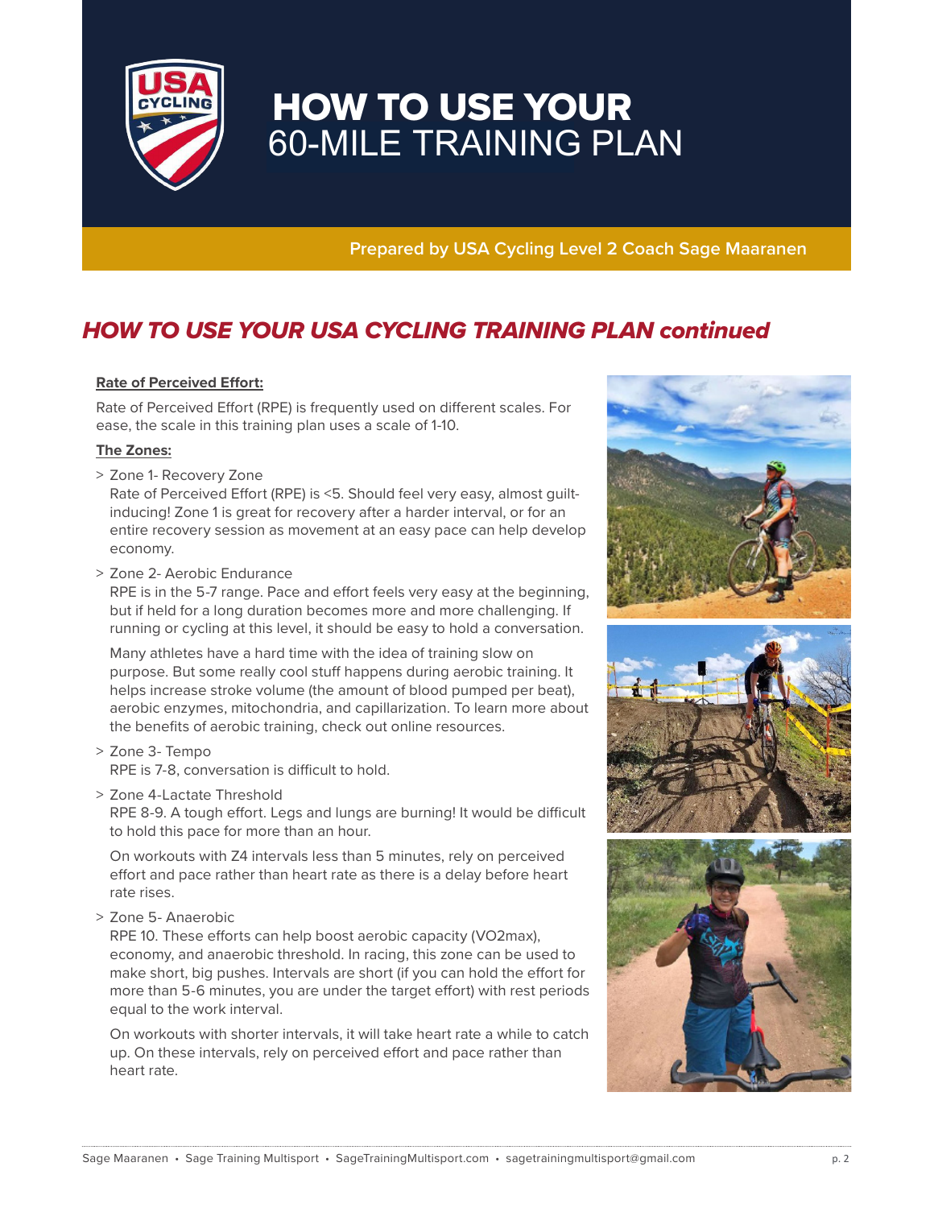# HOW TO USE YOUR 60-MILE TRAINING PLAN

**Prepared by USA Cycling Level 2 Coach Sage Maaranen**

## *HOW TO USE YOUR USA CYCLING TRAINING PLAN continued*

**Rate of Perceived Effort:**

Rate of Perceived Effort (RPE) is frequently used on different scales. For ease, the scale in this training plan uses a scale of 1-10.

**The Zones:**

> Zone 1- Recovery Zone
Rate of Perceived Effort (RPE) is <5. Should feel very easy, almost guilt-inducing! Zone 1 is great for recovery after a harder interval, or for an entire recovery session as movement at an easy pace can help develop economy.

> Zone 2- Aerobic Endurance
RPE is in the 5-7 range. Pace and effort feels very easy at the beginning, but if held for a long duration becomes more and more challenging. If running or cycling at this level, it should be easy to hold a conversation.

Many athletes have a hard time with the idea of training slow on purpose. But some really cool stuff happens during aerobic training. It helps increase stroke volume (the amount of blood pumped per beat), aerobic enzymes, mitochondria, and capillarization. To learn more about the benefits of aerobic training, check out online resources.

> Zone 3- Tempo
RPE is 7-8, conversation is difficult to hold.

> Zone 4-Lactate Threshold
RPE 8-9. A tough effort. Legs and lungs are burning! It would be difficult to hold this pace for more than an hour.

On workouts with Z4 intervals less than 5 minutes, rely on perceived effort and pace rather than heart rate as there is a delay before heart rate rises.

> Zone 5- Anaerobic
RPE 10. These efforts can help boost aerobic capacity (VO2max), economy, and anaerobic threshold. In racing, this zone can be used to make short, big pushes. Intervals are short (if you can hold the effort for more than 5-6 minutes, you are under the target effort) with rest periods equal to the work interval.

On workouts with shorter intervals, it will take heart rate a while to catch up. On these intervals, rely on perceived effort and pace rather than heart rate.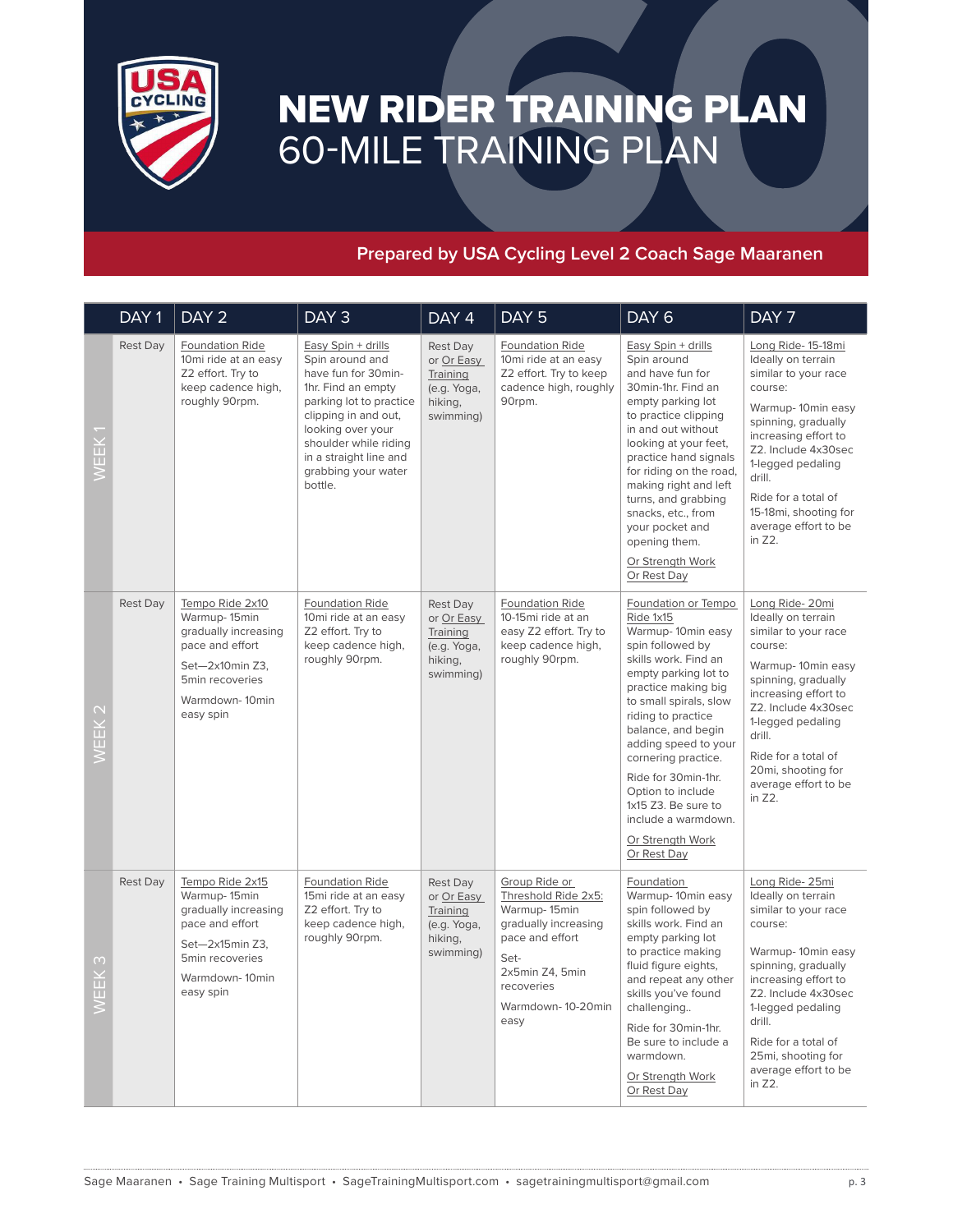# NEW RIDER TRAINING PLAN
## 60-MILE TRAINING PLAN

**Prepared by USA Cycling Level 2 Coach Sage Maaranen**

| | DAY 1 | DAY 2 | DAY 3 | DAY 4 | DAY 5 | DAY 6 | DAY 7 |
|---|---|---|---|---|---|---|---|
| WEEK 1 | Rest Day | Foundation Ride<br>10mi ride at an easy Z2 effort. Try to keep cadence high, roughly 90rpm. | Easy Spin + drills<br>Spin around and have fun for 30min-1hr. Find an empty parking lot to practice clipping in and out, looking over your shoulder while riding in a straight line and grabbing your water bottle. | Rest Day or Or Easy Training (e.g. Yoga, hiking, swimming) | Foundation Ride<br>10mi ride at an easy Z2 effort. Try to keep cadence high, roughly 90rpm. | Easy Spin + drills<br>Spin around and have fun for 30min-1hr. Find an empty parking lot to practice clipping in and out without looking at your feet, practice hand signals for riding on the road, making right and left turns, and grabbing snacks, etc., from your pocket and opening them.<br><br>Or Strength Work<br>Or Rest Day | Long Ride- 15-18mi<br>Ideally on terrain similar to your race course:<br><br>Warmup- 10min easy spinning, gradually increasing effort to Z2. Include 4x30sec 1-legged pedaling drill.<br><br>Ride for a total of 15-18mi, shooting for average effort to be in Z2. |
| WEEK 2 | Rest Day | Tempo Ride 2x10<br>Warmup- 15min gradually increasing pace and effort<br><br>Set—2x10min Z3, 5min recoveries<br><br>Warmdown- 10min easy spin | Foundation Ride<br>10mi ride at an easy Z2 effort. Try to keep cadence high, roughly 90rpm. | Rest Day or Or Easy Training (e.g. Yoga, hiking, swimming) | Foundation Ride<br>10-15mi ride at an easy Z2 effort. Try to keep cadence high, roughly 90rpm. | Foundation or Tempo Ride 1x15<br>Warmup- 10min easy spin followed by skills work. Find an empty parking lot to practice making big to small spirals, slow riding to practice balance, and begin adding speed to your cornering practice.<br><br>Ride for 30min-1hr. Option to include 1x15 Z3. Be sure to include a warmdown.<br><br>Or Strength Work<br>Or Rest Day | Long Ride- 20mi<br>Ideally on terrain similar to your race course:<br><br>Warmup- 10min easy spinning, gradually increasing effort to Z2. Include 4x30sec 1-legged pedaling drill.<br><br>Ride for a total of 20mi, shooting for average effort to be in Z2. |
| WEEK 3 | Rest Day | Tempo Ride 2x15<br>Warmup- 15min gradually increasing pace and effort<br><br>Set—2x15min Z3, 5min recoveries<br><br>Warmdown- 10min easy spin | Foundation Ride<br>15mi ride at an easy Z2 effort. Try to keep cadence high, roughly 90rpm. | Rest Day or Or Easy Training (e.g. Yoga, hiking, swimming) | Group Ride or Threshold Ride 2x5:<br>Warmup- 15min gradually increasing pace and effort<br><br>Set- 2x5min Z4, 5min recoveries<br><br>Warmdown- 10-20min easy | Foundation<br>Warmup- 10min easy spin followed by skills work. Find an empty parking lot to practice making fluid figure eights, and repeat any other skills you've found challenging..<br><br>Ride for 30min-1hr. Be sure to include a warmdown.<br><br>Or Strength Work<br>Or Rest Day | Long Ride- 25mi<br>Ideally on terrain similar to your race course:<br><br>Warmup- 10min easy spinning, gradually increasing effort to Z2. Include 4x30sec 1-legged pedaling drill.<br><br>Ride for a total of 25mi, shooting for average effort to be in Z2. |

Sage Maaranen • Sage Training Multisport • SageTrainingMultisport.com • sagetrainingmultisport@gmail.com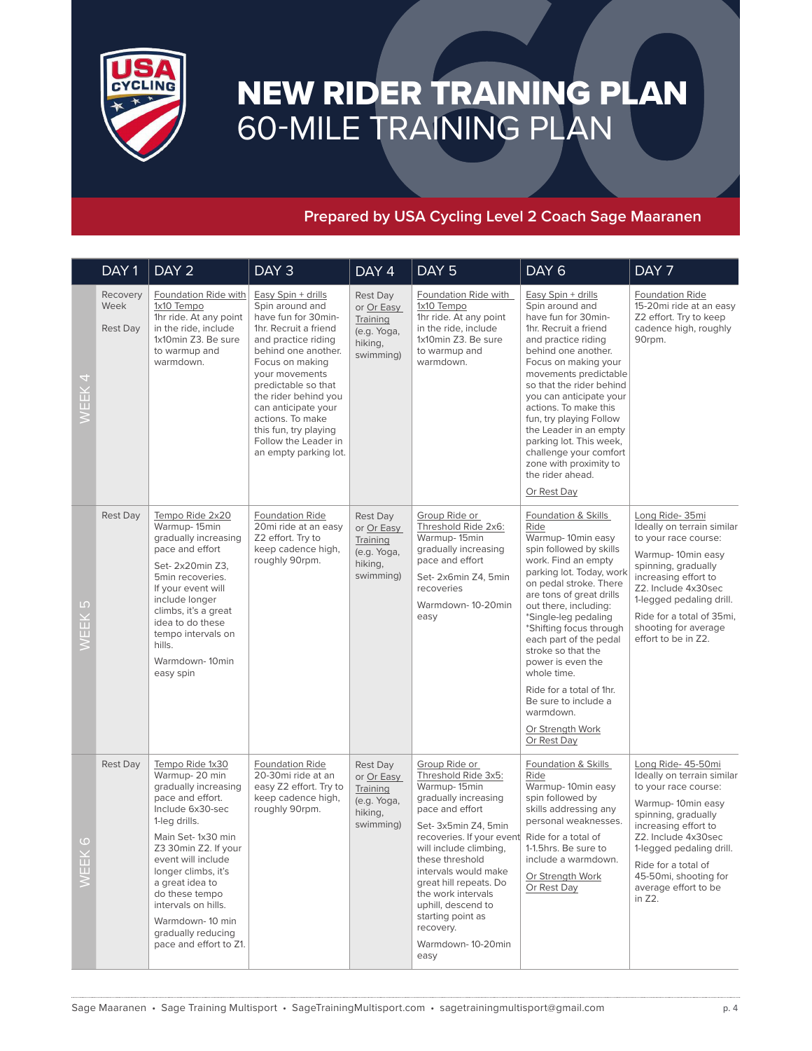# NEW RIDER TRAINING PLAN

## 60-MILE TRAINING PLAN

**Prepared by USA Cycling Level 2 Coach Sage Maaranen**

| | DAY 1 | DAY 2 | DAY 3 | DAY 4 | DAY 5 | DAY 6 | DAY 7 |
|---|---|---|---|---|---|---|---|
| WEEK 4 | Recovery Week<br><br>Rest Day | Foundation Ride with 1x10 Tempo<br>1hr ride. At any point in the ride, include 1x10min Z3. Be sure to warmup and warmdown. | Easy Spin + drills<br>Spin around and have fun for 30min-1hr. Recruit a friend and practice riding behind one another. Focus on making your movements predictable so that the rider behind you can anticipate your actions. To make this fun, try playing Follow the Leader in an empty parking lot. | Rest Day or Or Easy Training (e.g. Yoga, hiking, swimming) | Foundation Ride with 1x10 Tempo<br>1hr ride. At any point in the ride, include 1x10min Z3. Be sure to warmup and warmdown. | Easy Spin + drills<br>Spin around and have fun for 30min-1hr. Recruit a friend and practice riding behind one another. Focus on making your movements predictable so that the rider behind you can anticipate your actions. To make this fun, try playing Follow the Leader in an empty parking lot. This week, challenge your comfort zone with proximity to the rider ahead.<br><br>Or Rest Day | Foundation Ride<br>15-20mi ride at an easy Z2 effort. Try to keep cadence high, roughly 90rpm. |
| WEEK 5 | Rest Day | Tempo Ride 2x20<br>Warmup- 15min gradually increasing pace and effort<br><br>Set- 2x20min Z3, 5min recoveries. If your event will include longer climbs, it's a great idea to do these tempo intervals on hills.<br><br>Warmdown- 10min easy spin | Foundation Ride<br>20mi ride at an easy Z2 effort. Try to keep cadence high, roughly 90rpm. | Rest Day or Or Easy Training (e.g. Yoga, hiking, swimming) | Group Ride or Threshold Ride 2x6:<br>Warmup- 15min gradually increasing pace and effort<br><br>Set- 2x6min Z4, 5min recoveries<br><br>Warmdown- 10-20min easy | Foundation & Skills Ride<br>Warmup- 10min easy spin followed by skills work. Find an empty parking lot. Today, work on pedal stroke. There are tons of great drills out there, including:<br>*Single-leg pedaling<br>*Shifting focus through each part of the pedal stroke so that the power is even the whole time.<br><br>Ride for a total of 1hr. Be sure to include a warmdown.<br><br>Or Strength Work<br>Or Rest Day | Long Ride- 35mi<br>Ideally on terrain similar to your race course:<br><br>Warmup- 10min easy spinning, gradually increasing effort to Z2. Include 4x30sec 1-legged pedaling drill.<br><br>Ride for a total of 35mi, shooting for average effort to be in Z2. |
| WEEK 6 | Rest Day | Tempo Ride 1x30<br>Warmup- 20 min gradually increasing pace and effort. Include 6x30-sec 1-leg drills.<br><br>Main Set- 1x30 min Z3 30min Z2. If your event will include longer climbs, it's a great idea to do these tempo intervals on hills.<br><br>Warmdown- 10 min gradually reducing pace and effort to Z1. | Foundation Ride<br>20-30mi ride at an easy Z2 effort. Try to keep cadence high, roughly 90rpm. | Rest Day or Or Easy Training (e.g. Yoga, hiking, swimming) | Group Ride or Threshold Ride 3x5:<br>Warmup- 15min gradually increasing pace and effort<br><br>Set- 3x5min Z4, 5min recoveries. If your event will include climbing, these threshold intervals would make great hill repeats. Do the work intervals uphill, descend to starting point as recovery.<br><br>Warmdown- 10-20min easy | Foundation & Skills Ride<br>Warmup- 10min easy spin followed by skills addressing any personal weaknesses.<br><br>Ride for a total of 1-1.5hrs. Be sure to include a warmdown.<br><br>Or Strength Work<br>Or Rest Day | Long Ride- 45-50mi<br>Ideally on terrain similar to your race course:<br><br>Warmup- 10min easy spinning, gradually increasing effort to Z2. Include 4x30sec 1-legged pedaling drill.<br><br>Ride for a total of 45-50mi, shooting for average effort to be in Z2. |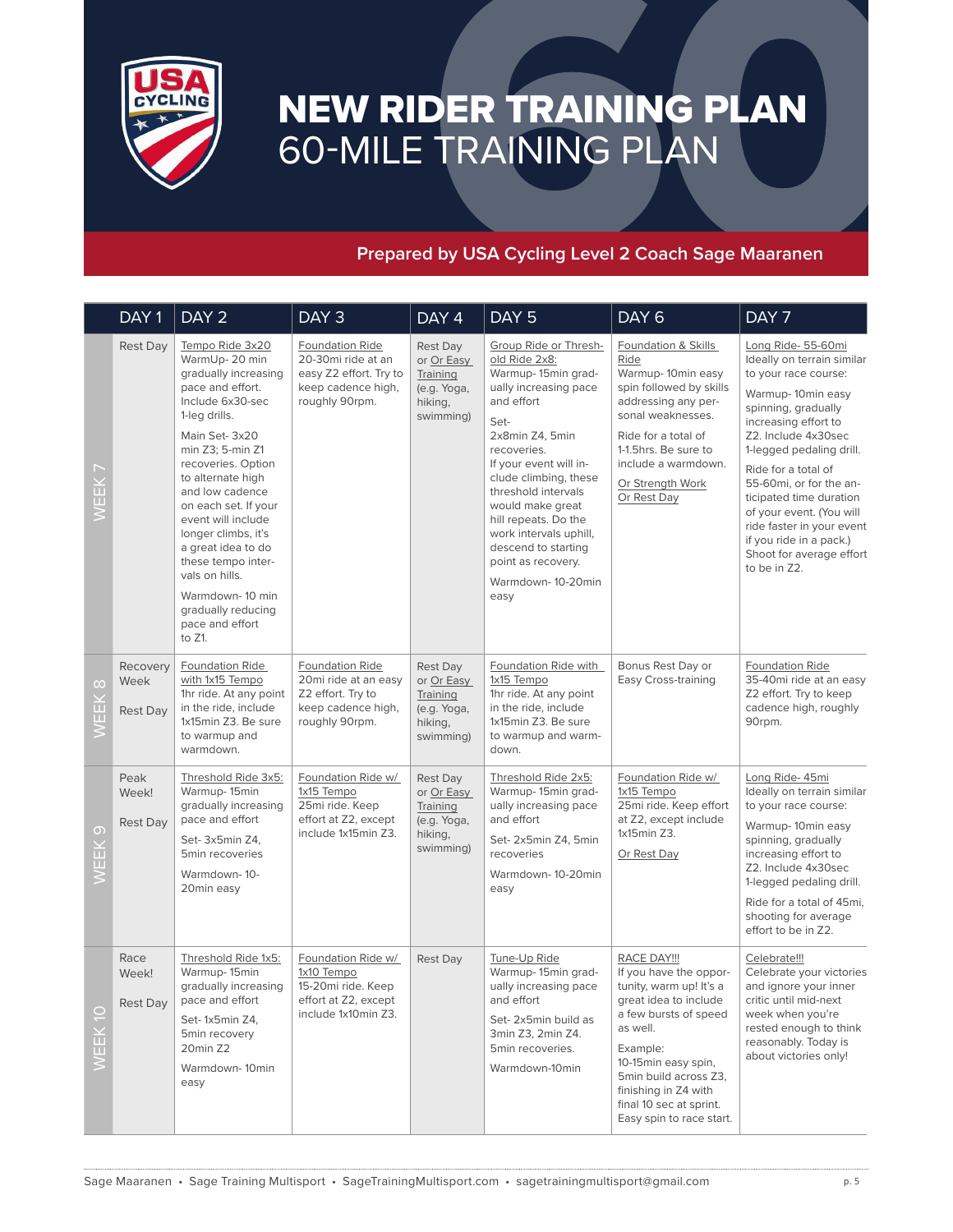# NEW RIDER TRAINING PLAN
## 60-MILE TRAINING PLAN

**Prepared by USA Cycling Level 2 Coach Sage Maaranen**

| | DAY 1 | DAY 2 | DAY 3 | DAY 4 | DAY 5 | DAY 6 | DAY 7 |
|---|---|---|---|---|---|---|---|
| WEEK 7 | Rest Day | Tempo Ride 3x20<br>WarmUp- 20 min gradually increasing pace and effort. Include 6x30-sec 1-leg drills.<br>Main Set- 3x20 min Z3; 5-min Z1 recoveries. Option to alternate high and low cadence on each set. If your event will include longer climbs, it's a great idea to do these tempo intervals on hills.<br>Warmdown- 10 min gradually reducing pace and effort to Z1. | Foundation Ride<br>20-30mi ride at an easy Z2 effort. Try to keep cadence high, roughly 90rpm. | Rest Day or Or Easy Training (e.g. Yoga, hiking, swimming) | Group Ride or Threshold Ride 2x8:<br>Warmup- 15min gradually increasing pace and effort<br>Set- 2x8min Z4, 5min recoveries.<br>If your event will include climbing, these threshold intervals would make great hill repeats. Do the work intervals uphill, descend to starting point as recovery.<br>Warmdown- 10-20min easy | Foundation & Skills Ride<br>Warmup- 10min easy spin followed by skills addressing any personal weaknesses.<br>Ride for a total of 1-1.5hrs. Be sure to include a warmdown.<br>Or Strength Work<br>Or Rest Day | Long Ride- 55-60mi<br>Ideally on terrain similar to your race course:<br>Warmup- 10min easy spinning, gradually increasing effort to Z2. Include 4x30sec 1-legged pedaling drill.<br>Ride for a total of 55-60mi, or for the anticipated time duration of your event. (You will ride faster in your event if you ride in a pack.) Shoot for average effort to be in Z2. |
| WEEK 8 | Recovery Week<br>Rest Day | Foundation Ride with 1x15 Tempo<br>1hr ride. At any point in the ride, include 1x15min Z3. Be sure to warmup and warmdown. | Foundation Ride<br>20mi ride at an easy Z2 effort. Try to keep cadence high, roughly 90rpm. | Rest Day or Or Easy Training (e.g. Yoga, hiking, swimming) | Foundation Ride with 1x15 Tempo<br>1hr ride. At any point in the ride, include 1x15min Z3. Be sure to warmup and warmdown. | Bonus Rest Day or Easy Cross-training | Foundation Ride<br>35-40mi ride at an easy Z2 effort. Try to keep cadence high, roughly 90rpm. |
| WEEK 9 | Peak Week!<br>Rest Day | Threshold Ride 3x5:<br>Warmup- 15min gradually increasing pace and effort<br>Set- 3x5min Z4, 5min recoveries<br>Warmdown- 10-20min easy | Foundation Ride w/ 1x15 Tempo<br>25mi ride. Keep effort at Z2, except include 1x15min Z3. | Rest Day or Or Easy Training (e.g. Yoga, hiking, swimming) | Threshold Ride 2x5:<br>Warmup- 15min gradually increasing pace and effort<br>Set- 2x5min Z4, 5min recoveries<br>Warmdown- 10-20min easy | Foundation Ride w/ 1x15 Tempo<br>25mi ride. Keep effort at Z2, except include 1x15min Z3.<br>Or Rest Day | Long Ride- 45mi<br>Ideally on terrain similar to your race course:<br>Warmup- 10min easy spinning, gradually increasing effort to Z2. Include 4x30sec 1-legged pedaling drill.<br>Ride for a total of 45mi, shooting for average effort to be in Z2. |
| WEEK 10 | Race Week!<br>Rest Day | Threshold Ride 1x5:<br>Warmup- 15min gradually increasing pace and effort<br>Set- 1x5min Z4, 5min recovery 20min Z2<br>Warmdown- 10min easy | Foundation Ride w/ 1x10 Tempo<br>15-20mi ride. Keep effort at Z2, except include 1x10min Z3. | Rest Day | Tune-Up Ride<br>Warmup- 15min gradually increasing pace and effort<br>Set- 2x5min build as 3min Z3, 2min Z4. 5min recoveries.<br>Warmdown-10min | RACE DAY!!!<br>If you have the opportunity, warm up! It's a great idea to include a few bursts of speed as well.<br>Example:<br>10-15min easy spin, 5min build across Z3, finishing in Z4 with final 10 sec at sprint. Easy spin to race start. | Celebrate!!!<br>Celebrate your victories and ignore your inner critic until mid-next week when you're rested enough to think reasonably. Today is about victories only! |

Sage Maaranen • Sage Training Multisport • SageTrainingMultisport.com • sagetrainingmultisport@gmail.com